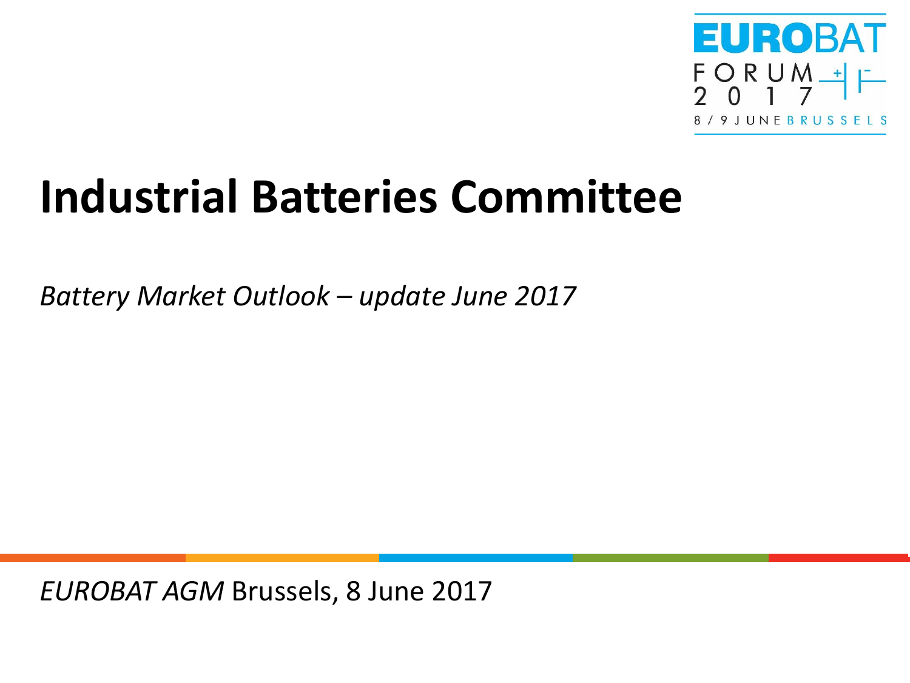EUROBAT FORUM 2017

8 / 9 JUNE BRUSSELS

# Industrial Batteries Committee

*Battery Market Outlook – update June 2017*

*EUROBAT AGM* Brussels, 8 June 2017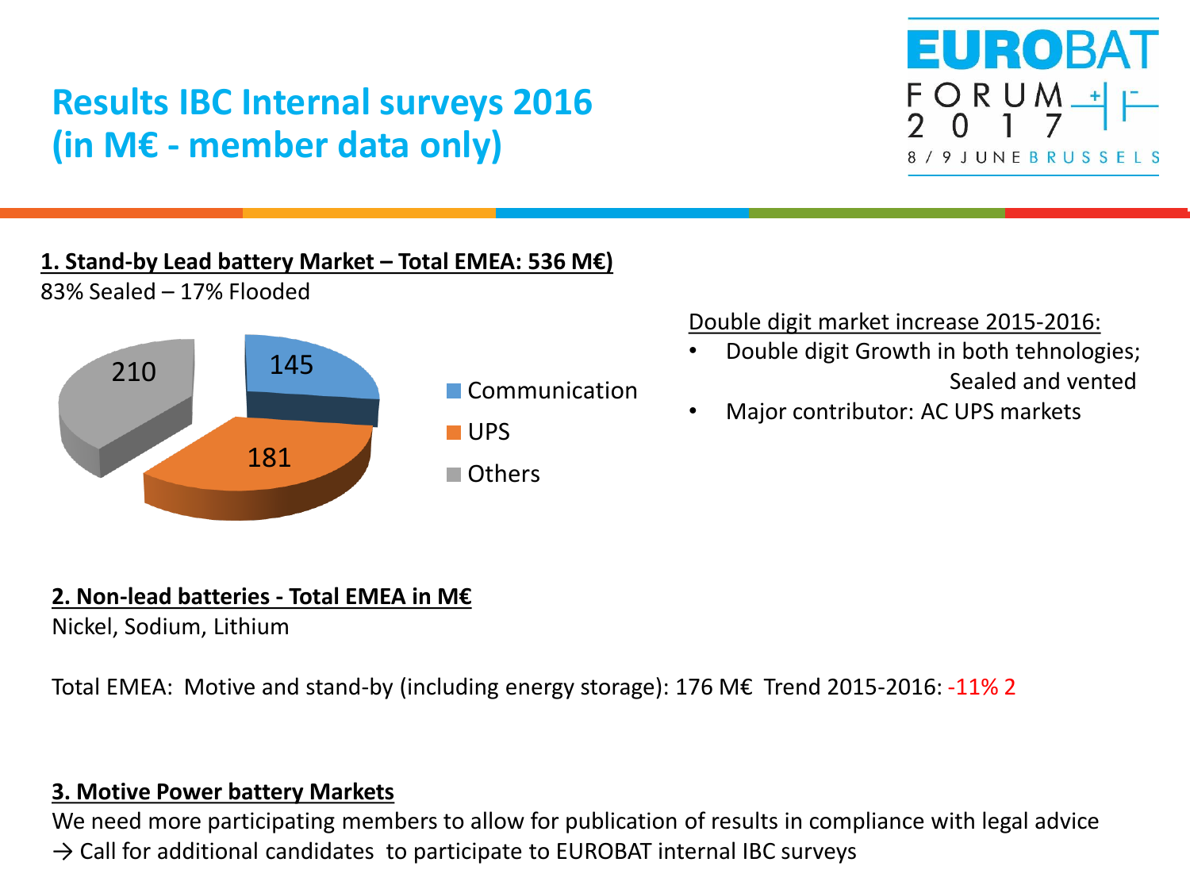# Results IBC Internal surveys 2016 (in M€ - member data only)

## 1. Stand-by Lead battery Market – Total EMEA: 536 M€)

83% Sealed – 17% Flooded

| Segment | M€ |
|---|---|
| Communication | 145 |
| UPS | 181 |
| Others | 210 |

Double digit market increase 2015-2016:

- Double digit Growth in both tehnologies; Sealed and vented
- Major contributor: AC UPS markets

## 2. Non-lead batteries - Total EMEA in M€

Nickel, Sodium, Lithium

Total EMEA: Motive and stand-by (including energy storage): 176 M€ Trend 2015-2016: -11% 2

## 3. Motive Power battery Markets

We need more participating members to allow for publication of results in compliance with legal advice
→ Call for additional candidates to participate to EUROBAT internal IBC surveys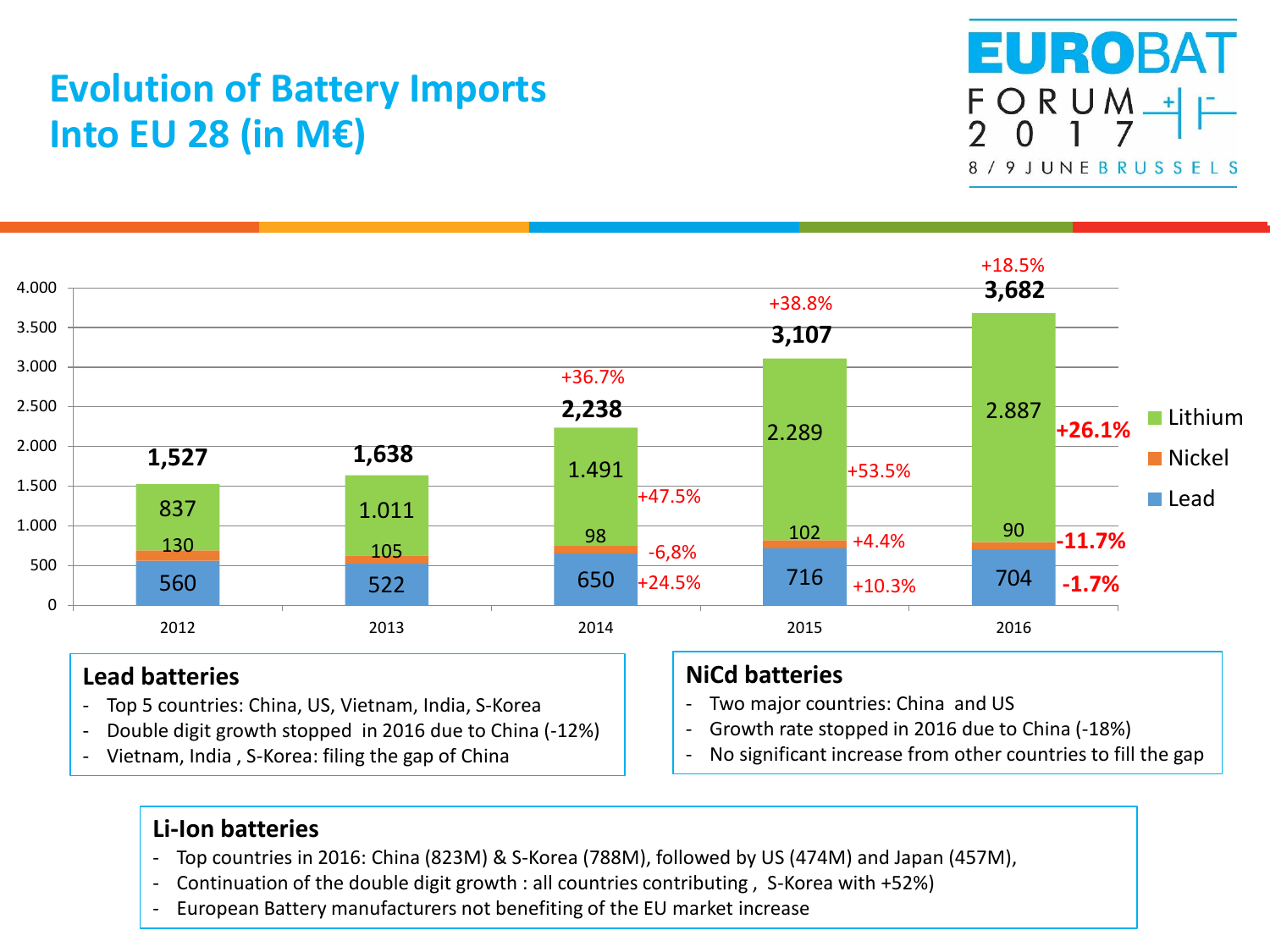# Evolution of Battery Imports Into EU 28 (in M€)

EUROBAT FORUM 2017
8 / 9 JUNE BRUSSELS

4.000
3.500
3.000
2.500
2.000
1.500
1.000
500
0

2012: 1,527 — Lithium 837, Nickel 130, Lead 560
2013: 1,638 — Lithium 1.011, Nickel 105, Lead 522
2014: +36.7% 2,238 — Lithium 1.491 (+47.5%), Nickel 98 (-6,8%), Lead 650 (+24.5%)
2015: +38.8% 3,107 — Lithium 2.289 (+53.5%), Nickel 102 (+4.4%), Lead 716 (+10.3%)
2016: +18.5% 3,682 — Lithium 2.887 (+26.1%), Nickel 90 (-11.7%), Lead 704 (-1.7%)

Lithium
Nickel
Lead

## Lead batteries

- Top 5 countries: China, US, Vietnam, India, S-Korea
- Double digit growth stopped in 2016 due to China (-12%)
- Vietnam, India , S-Korea: filing the gap of China

## NiCd batteries

- Two major countries: China and US
- Growth rate stopped in 2016 due to China (-18%)
- No significant increase from other countries to fill the gap

## Li-Ion batteries

- Top countries in 2016: China (823M) & S-Korea (788M), followed by US (474M) and Japan (457M),
- Continuation of the double digit growth : all countries contributing , S-Korea with +52%)
- European Battery manufacturers not benefiting of the EU market increase